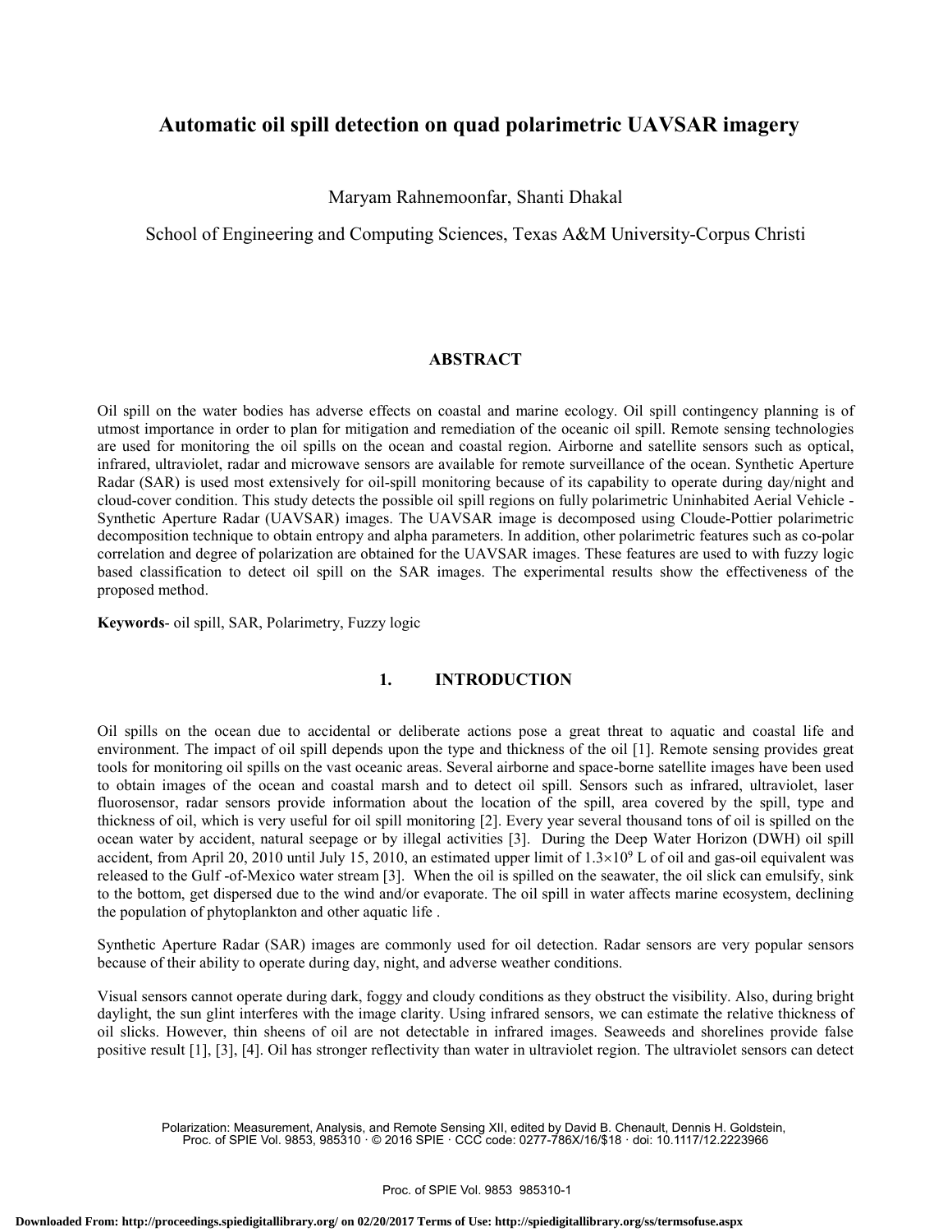# Automatic oil spill detection on quad polarimetric UAVSAR imagery

Maryam Rahnemoonfar, Shanti Dhakal

School of Engineering and Computing Sciences, Texas A&M University-Corpus Christi

## ABSTRACT

Oil spill on the water bodies has adverse effects on coastal and marine ecology. Oil spill contingency planning is of utmost importance in order to plan for mitigation and remediation of the oceanic oil spill. Remote sensing technologies are used for monitoring the oil spills on the ocean and coastal region. Airborne and satellite sensors such as optical, infrared, ultraviolet, radar and microwave sensors are available for remote surveillance of the ocean. Synthetic Aperture Radar (SAR) is used most extensively for oil-spill monitoring because of its capability to operate during day/night and cloud-cover condition. This study detects the possible oil spill regions on fully polarimetric Uninhabited Aerial Vehicle - Synthetic Aperture Radar (UAVSAR) images. The UAVSAR image is decomposed using Cloude-Pottier polarimetric decomposition technique to obtain entropy and alpha parameters. In addition, other polarimetric features such as co-polar correlation and degree of polarization are obtained for the UAVSAR images. These features are used to with fuzzy logic based classification to detect oil spill on the SAR images. The experimental results show the effectiveness of the proposed method.

**Keywords**- oil spill, SAR, Polarimetry, Fuzzy logic

## 1. INTRODUCTION

Oil spills on the ocean due to accidental or deliberate actions pose a great threat to aquatic and coastal life and environment. The impact of oil spill depends upon the type and thickness of the oil [1]. Remote sensing provides great tools for monitoring oil spills on the vast oceanic areas. Several airborne and space-borne satellite images have been used to obtain images of the ocean and coastal marsh and to detect oil spill. Sensors such as infrared, ultraviolet, laser fluorosensor, radar sensors provide information about the location of the spill, area covered by the spill, type and thickness of oil, which is very useful for oil spill monitoring [2]. Every year several thousand tons of oil is spilled on the ocean water by accident, natural seepage or by illegal activities [3]. During the Deep Water Horizon (DWH) oil spill accident, from April 20, 2010 until July 15, 2010, an estimated upper limit of $1.3\times10^9$ L of oil and gas-oil equivalent was released to the Gulf -of-Mexico water stream [3]. When the oil is spilled on the seawater, the oil slick can emulsify, sink to the bottom, get dispersed due to the wind and/or evaporate. The oil spill in water affects marine ecosystem, declining the population of phytoplankton and other aquatic life .

Synthetic Aperture Radar (SAR) images are commonly used for oil detection. Radar sensors are very popular sensors because of their ability to operate during day, night, and adverse weather conditions.

Visual sensors cannot operate during dark, foggy and cloudy conditions as they obstruct the visibility. Also, during bright daylight, the sun glint interferes with the image clarity. Using infrared sensors, we can estimate the relative thickness of oil slicks. However, thin sheens of oil are not detectable in infrared images. Seaweeds and shorelines provide false positive result [1], [3], [4]. Oil has stronger reflectivity than water in ultraviolet region. The ultraviolet sensors can detect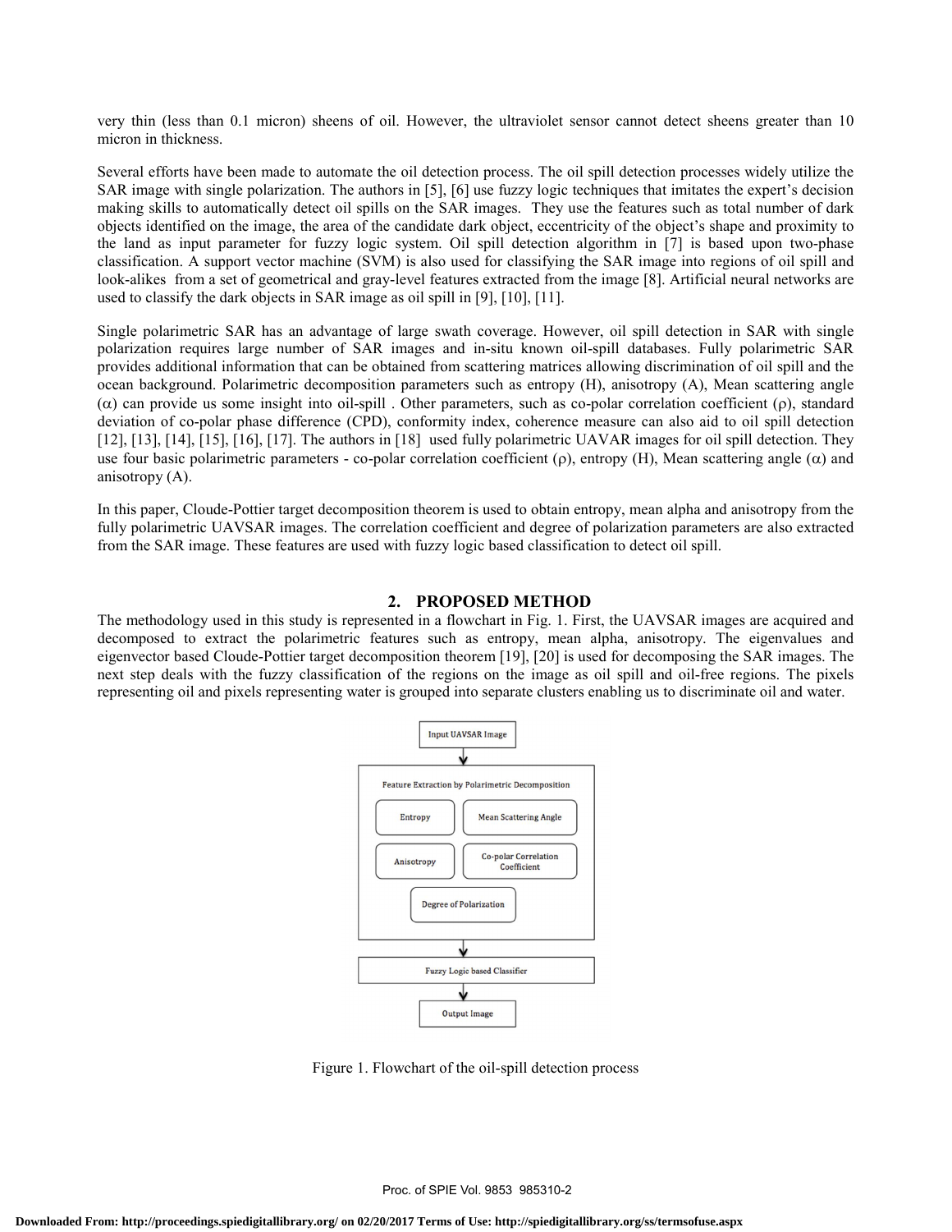very thin (less than 0.1 micron) sheens of oil. However, the ultraviolet sensor cannot detect sheens greater than 10 micron in thickness.

Several efforts have been made to automate the oil detection process. The oil spill detection processes widely utilize the SAR image with single polarization. The authors in [5], [6] use fuzzy logic techniques that imitates the expert's decision making skills to automatically detect oil spills on the SAR images. They use the features such as total number of dark objects identified on the image, the area of the candidate dark object, eccentricity of the object's shape and proximity to the land as input parameter for fuzzy logic system. Oil spill detection algorithm in [7] is based upon two-phase classification. A support vector machine (SVM) is also used for classifying the SAR image into regions of oil spill and look-alikes from a set of geometrical and gray-level features extracted from the image [8]. Artificial neural networks are used to classify the dark objects in SAR image as oil spill in [9], [10], [11].

Single polarimetric SAR has an advantage of large swath coverage. However, oil spill detection in SAR with single polarization requires large number of SAR images and in-situ known oil-spill databases. Fully polarimetric SAR provides additional information that can be obtained from scattering matrices allowing discrimination of oil spill and the ocean background. Polarimetric decomposition parameters such as entropy (H), anisotropy (A), Mean scattering angle ($\alpha$) can provide us some insight into oil-spill . Other parameters, such as co-polar correlation coefficient ($\rho$), standard deviation of co-polar phase difference (CPD), conformity index, coherence measure can also aid to oil spill detection [12], [13], [14], [15], [16], [17]. The authors in [18] used fully polarimetric UAVAR images for oil spill detection. They use four basic polarimetric parameters - co-polar correlation coefficient ($\rho$), entropy (H), Mean scattering angle ($\alpha$) and anisotropy (A).

In this paper, Cloude-Pottier target decomposition theorem is used to obtain entropy, mean alpha and anisotropy from the fully polarimetric UAVSAR images. The correlation coefficient and degree of polarization parameters are also extracted from the SAR image. These features are used with fuzzy logic based classification to detect oil spill.

## 2. PROPOSED METHOD

The methodology used in this study is represented in a flowchart in Fig. 1. First, the UAVSAR images are acquired and decomposed to extract the polarimetric features such as entropy, mean alpha, anisotropy. The eigenvalues and eigenvector based Cloude-Pottier target decomposition theorem [19], [20] is used for decomposing the SAR images. The next step deals with the fuzzy classification of the regions on the image as oil spill and oil-free regions. The pixels representing oil and pixels representing water is grouped into separate clusters enabling us to discriminate oil and water.

Input UAVSAR Image → Feature Extraction by Polarimetric Decomposition (Entropy; Mean Scattering Angle; Anisotropy; Co-polar Correlation Coefficient; Degree of Polarization) → Fuzzy Logic based Classifier → Output Image

Figure 1. Flowchart of the oil-spill detection process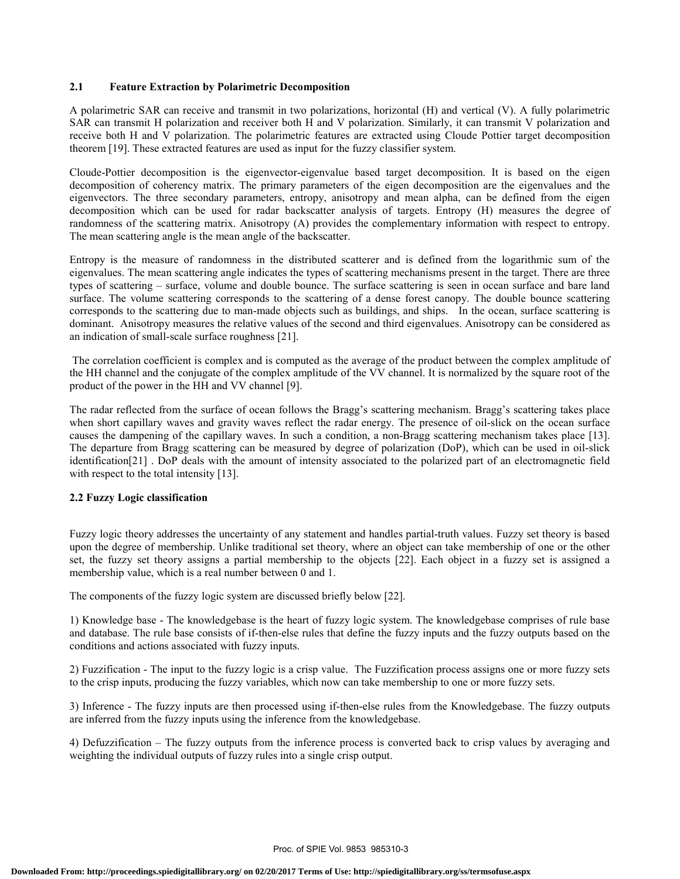### 2.1 Feature Extraction by Polarimetric Decomposition

A polarimetric SAR can receive and transmit in two polarizations, horizontal (H) and vertical (V). A fully polarimetric SAR can transmit H polarization and receiver both H and V polarization. Similarly, it can transmit V polarization and receive both H and V polarization. The polarimetric features are extracted using Cloude Pottier target decomposition theorem [19]. These extracted features are used as input for the fuzzy classifier system.

Cloude-Pottier decomposition is the eigenvector-eigenvalue based target decomposition. It is based on the eigen decomposition of coherency matrix. The primary parameters of the eigen decomposition are the eigenvalues and the eigenvectors. The three secondary parameters, entropy, anisotropy and mean alpha, can be defined from the eigen decomposition which can be used for radar backscatter analysis of targets. Entropy (H) measures the degree of randomness of the scattering matrix. Anisotropy (A) provides the complementary information with respect to entropy. The mean scattering angle is the mean angle of the backscatter.

Entropy is the measure of randomness in the distributed scatterer and is defined from the logarithmic sum of the eigenvalues. The mean scattering angle indicates the types of scattering mechanisms present in the target. There are three types of scattering – surface, volume and double bounce. The surface scattering is seen in ocean surface and bare land surface. The volume scattering corresponds to the scattering of a dense forest canopy. The double bounce scattering corresponds to the scattering due to man-made objects such as buildings, and ships. In the ocean, surface scattering is dominant. Anisotropy measures the relative values of the second and third eigenvalues. Anisotropy can be considered as an indication of small-scale surface roughness [21].

The correlation coefficient is complex and is computed as the average of the product between the complex amplitude of the HH channel and the conjugate of the complex amplitude of the VV channel. It is normalized by the square root of the product of the power in the HH and VV channel [9].

The radar reflected from the surface of ocean follows the Bragg's scattering mechanism. Bragg's scattering takes place when short capillary waves and gravity waves reflect the radar energy. The presence of oil-slick on the ocean surface causes the dampening of the capillary waves. In such a condition, a non-Bragg scattering mechanism takes place [13]. The departure from Bragg scattering can be measured by degree of polarization (DoP), which can be used in oil-slick identification[21] . DoP deals with the amount of intensity associated to the polarized part of an electromagnetic field with respect to the total intensity [13].

### 2.2 Fuzzy Logic classification

Fuzzy logic theory addresses the uncertainty of any statement and handles partial-truth values. Fuzzy set theory is based upon the degree of membership. Unlike traditional set theory, where an object can take membership of one or the other set, the fuzzy set theory assigns a partial membership to the objects [22]. Each object in a fuzzy set is assigned a membership value, which is a real number between 0 and 1.

The components of the fuzzy logic system are discussed briefly below [22].

1) Knowledge base - The knowledgebase is the heart of fuzzy logic system. The knowledgebase comprises of rule base and database. The rule base consists of if-then-else rules that define the fuzzy inputs and the fuzzy outputs based on the conditions and actions associated with fuzzy inputs.

2) Fuzzification - The input to the fuzzy logic is a crisp value. The Fuzzification process assigns one or more fuzzy sets to the crisp inputs, producing the fuzzy variables, which now can take membership to one or more fuzzy sets.

3) Inference - The fuzzy inputs are then processed using if-then-else rules from the Knowledgebase. The fuzzy outputs are inferred from the fuzzy inputs using the inference from the knowledgebase.

4) Defuzzification – The fuzzy outputs from the inference process is converted back to crisp values by averaging and weighting the individual outputs of fuzzy rules into a single crisp output.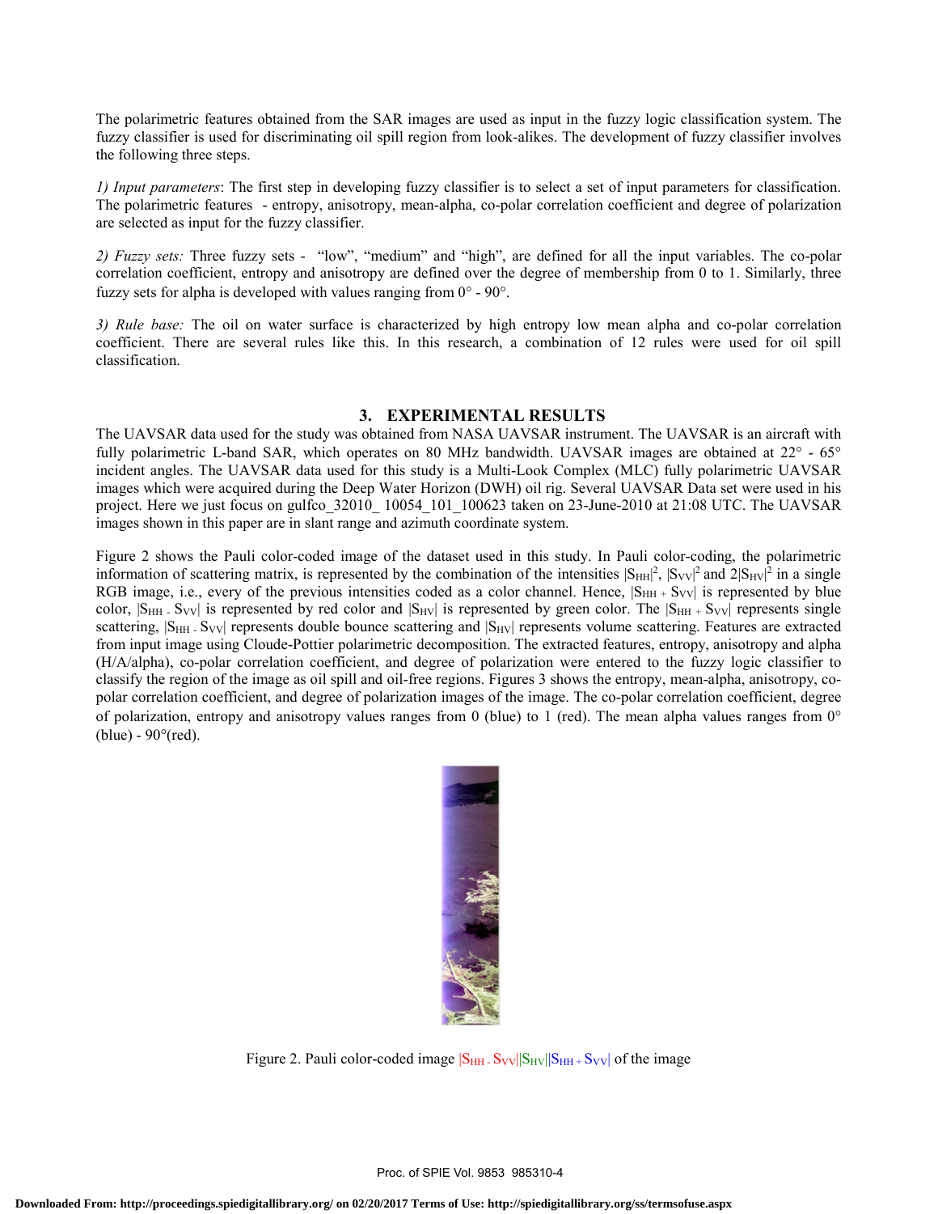The polarimetric features obtained from the SAR images are used as input in the fuzzy logic classification system. The fuzzy classifier is used for discriminating oil spill region from look-alikes. The development of fuzzy classifier involves the following three steps.

*1) Input parameters*: The first step in developing fuzzy classifier is to select a set of input parameters for classification. The polarimetric features - entropy, anisotropy, mean-alpha, co-polar correlation coefficient and degree of polarization are selected as input for the fuzzy classifier.

*2) Fuzzy sets:* Three fuzzy sets - "low", "medium" and "high", are defined for all the input variables. The co-polar correlation coefficient, entropy and anisotropy are defined over the degree of membership from 0 to 1. Similarly, three fuzzy sets for alpha is developed with values ranging from 0° - 90°.

*3) Rule base:* The oil on water surface is characterized by high entropy low mean alpha and co-polar correlation coefficient. There are several rules like this. In this research, a combination of 12 rules were used for oil spill classification.

## 3. EXPERIMENTAL RESULTS

The UAVSAR data used for the study was obtained from NASA UAVSAR instrument. The UAVSAR is an aircraft with fully polarimetric L-band SAR, which operates on 80 MHz bandwidth. UAVSAR images are obtained at 22° - 65° incident angles. The UAVSAR data used for this study is a Multi-Look Complex (MLC) fully polarimetric UAVSAR images which were acquired during the Deep Water Horizon (DWH) oil rig. Several UAVSAR Data set were used in his project. Here we just focus on gulfco_32010_ 10054_101_100623 taken on 23-June-2010 at 21:08 UTC. The UAVSAR images shown in this paper are in slant range and azimuth coordinate system.

Figure 2 shows the Pauli color-coded image of the dataset used in this study. In Pauli color-coding, the polarimetric information of scattering matrix, is represented by the combination of the intensities $|S_{HH}|^2$, $|S_{VV}|^2$ and $2|S_{HV}|^2$ in a single RGB image, i.e., every of the previous intensities coded as a color channel. Hence, $|S_{HH} + S_{VV}|$ is represented by blue color, $|S_{HH} - S_{VV}|$ is represented by red color and $|S_{HV}|$ is represented by green color. The $|S_{HH} + S_{VV}|$ represents single scattering, $|S_{HH} - S_{VV}|$ represents double bounce scattering and $|S_{HV}|$ represents volume scattering. Features are extracted from input image using Cloude-Pottier polarimetric decomposition. The extracted features, entropy, anisotropy and alpha (H/A/alpha), co-polar correlation coefficient, and degree of polarization were entered to the fuzzy logic classifier to classify the region of the image as oil spill and oil-free regions. Figures 3 shows the entropy, mean-alpha, anisotropy, co-polar correlation coefficient, and degree of polarization images of the image. The co-polar correlation coefficient, degree of polarization, entropy and anisotropy values ranges from 0 (blue) to 1 (red). The mean alpha values ranges from 0° (blue) - 90°(red).

Figure 2. Pauli color-coded image $|S_{HH} - S_{VV}||S_{HV}||S_{HH} + S_{VV}|$ of the image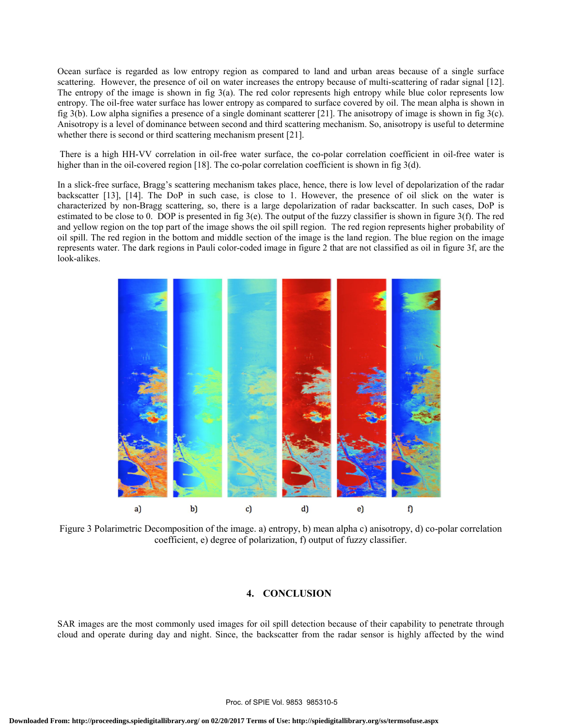Ocean surface is regarded as low entropy region as compared to land and urban areas because of a single surface scattering. However, the presence of oil on water increases the entropy because of multi-scattering of radar signal [12]. The entropy of the image is shown in fig 3(a). The red color represents high entropy while blue color represents low entropy. The oil-free water surface has lower entropy as compared to surface covered by oil. The mean alpha is shown in fig 3(b). Low alpha signifies a presence of a single dominant scatterer [21]. The anisotropy of image is shown in fig 3(c). Anisotropy is a level of dominance between second and third scattering mechanism. So, anisotropy is useful to determine whether there is second or third scattering mechanism present [21].

There is a high HH-VV correlation in oil-free water surface, the co-polar correlation coefficient in oil-free water is higher than in the oil-covered region [18]. The co-polar correlation coefficient is shown in fig 3(d).

In a slick-free surface, Bragg's scattering mechanism takes place, hence, there is low level of depolarization of the radar backscatter [13], [14]. The DoP in such case, is close to 1. However, the presence of oil slick on the water is characterized by non-Bragg scattering, so, there is a large depolarization of radar backscatter. In such cases, DoP is estimated to be close to 0. DOP is presented in fig 3(e). The output of the fuzzy classifier is shown in figure 3(f). The red and yellow region on the top part of the image shows the oil spill region. The red region represents higher probability of oil spill. The red region in the bottom and middle section of the image is the land region. The blue region on the image represents water. The dark regions in Pauli color-coded image in figure 2 that are not classified as oil in figure 3f, are the look-alikes.

a) b) c) d) e) f)

Figure 3 Polarimetric Decomposition of the image. a) entropy, b) mean alpha c) anisotropy, d) co-polar correlation coefficient, e) degree of polarization, f) output of fuzzy classifier.

## 4. CONCLUSION

SAR images are the most commonly used images for oil spill detection because of their capability to penetrate through cloud and operate during day and night. Since, the backscatter from the radar sensor is highly affected by the wind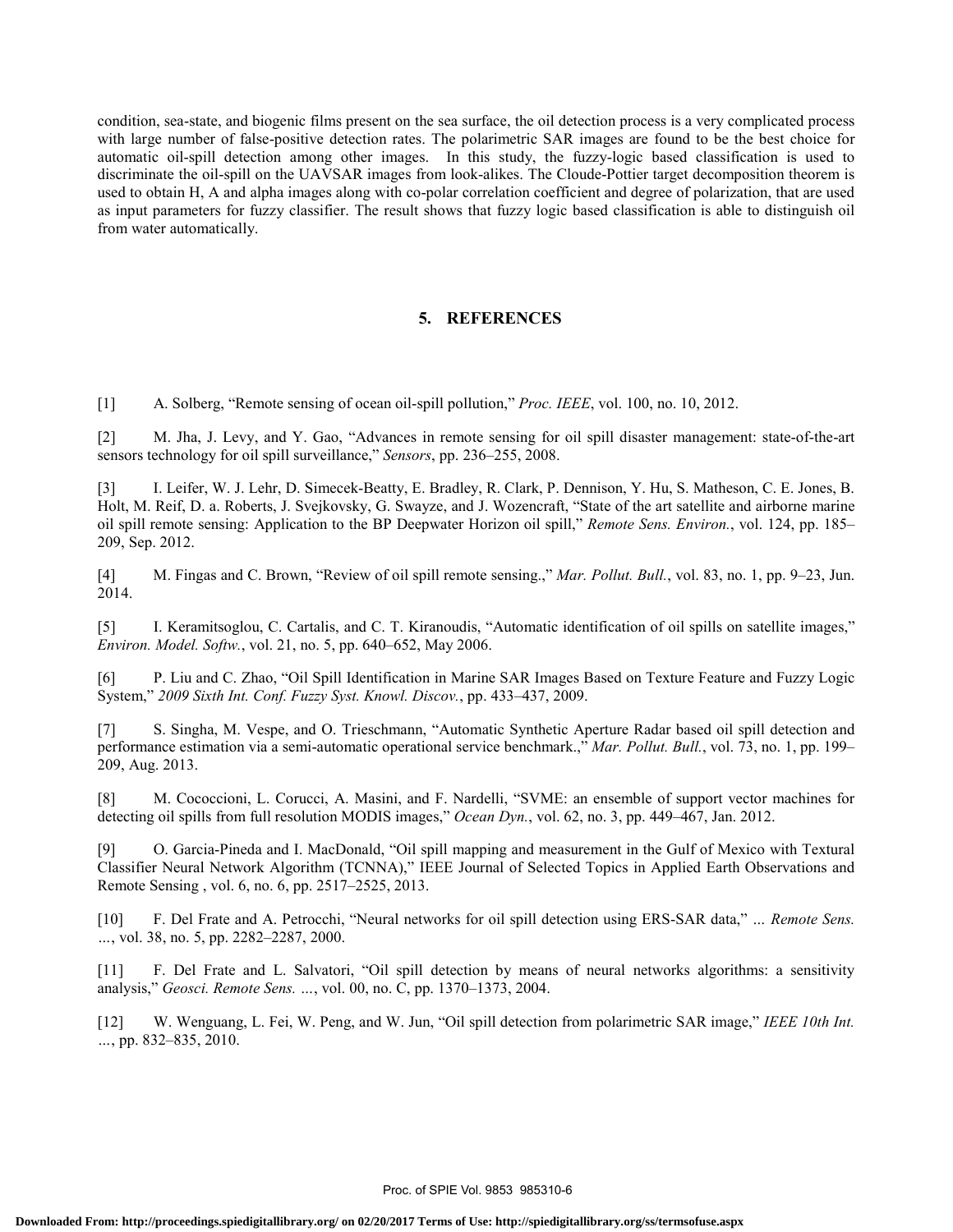condition, sea-state, and biogenic films present on the sea surface, the oil detection process is a very complicated process with large number of false-positive detection rates. The polarimetric SAR images are found to be the best choice for automatic oil-spill detection among other images. In this study, the fuzzy-logic based classification is used to discriminate the oil-spill on the UAVSAR images from look-alikes. The Cloude-Pottier target decomposition theorem is used to obtain H, A and alpha images along with co-polar correlation coefficient and degree of polarization, that are used as input parameters for fuzzy classifier. The result shows that fuzzy logic based classification is able to distinguish oil from water automatically.

## 5. REFERENCES

[1] A. Solberg, "Remote sensing of ocean oil-spill pollution," *Proc. IEEE*, vol. 100, no. 10, 2012.

[2] M. Jha, J. Levy, and Y. Gao, "Advances in remote sensing for oil spill disaster management: state-of-the-art sensors technology for oil spill surveillance," *Sensors*, pp. 236–255, 2008.

[3] I. Leifer, W. J. Lehr, D. Simecek-Beatty, E. Bradley, R. Clark, P. Dennison, Y. Hu, S. Matheson, C. E. Jones, B. Holt, M. Reif, D. a. Roberts, J. Svejkovsky, G. Swayze, and J. Wozencraft, "State of the art satellite and airborne marine oil spill remote sensing: Application to the BP Deepwater Horizon oil spill," *Remote Sens. Environ.*, vol. 124, pp. 185–209, Sep. 2012.

[4] M. Fingas and C. Brown, "Review of oil spill remote sensing.," *Mar. Pollut. Bull.*, vol. 83, no. 1, pp. 9–23, Jun. 2014.

[5] I. Keramitsoglou, C. Cartalis, and C. T. Kiranoudis, "Automatic identification of oil spills on satellite images," *Environ. Model. Softw.*, vol. 21, no. 5, pp. 640–652, May 2006.

[6] P. Liu and C. Zhao, "Oil Spill Identification in Marine SAR Images Based on Texture Feature and Fuzzy Logic System," *2009 Sixth Int. Conf. Fuzzy Syst. Knowl. Discov.*, pp. 433–437, 2009.

[7] S. Singha, M. Vespe, and O. Trieschmann, "Automatic Synthetic Aperture Radar based oil spill detection and performance estimation via a semi-automatic operational service benchmark.," *Mar. Pollut. Bull.*, vol. 73, no. 1, pp. 199–209, Aug. 2013.

[8] M. Cococcioni, L. Corucci, A. Masini, and F. Nardelli, "SVME: an ensemble of support vector machines for detecting oil spills from full resolution MODIS images," *Ocean Dyn.*, vol. 62, no. 3, pp. 449–467, Jan. 2012.

[9] O. Garcia-Pineda and I. MacDonald, "Oil spill mapping and measurement in the Gulf of Mexico with Textural Classifier Neural Network Algorithm (TCNNA)," IEEE Journal of Selected Topics in Applied Earth Observations and Remote Sensing , vol. 6, no. 6, pp. 2517–2525, 2013.

[10] F. Del Frate and A. Petrocchi, "Neural networks for oil spill detection using ERS-SAR data," *... Remote Sens. ...*, vol. 38, no. 5, pp. 2282–2287, 2000.

[11] F. Del Frate and L. Salvatori, "Oil spill detection by means of neural networks algorithms: a sensitivity analysis," *Geosci. Remote Sens. ...*, vol. 00, no. C, pp. 1370–1373, 2004.

[12] W. Wenguang, L. Fei, W. Peng, and W. Jun, "Oil spill detection from polarimetric SAR image," *IEEE 10th Int. ...*, pp. 832–835, 2010.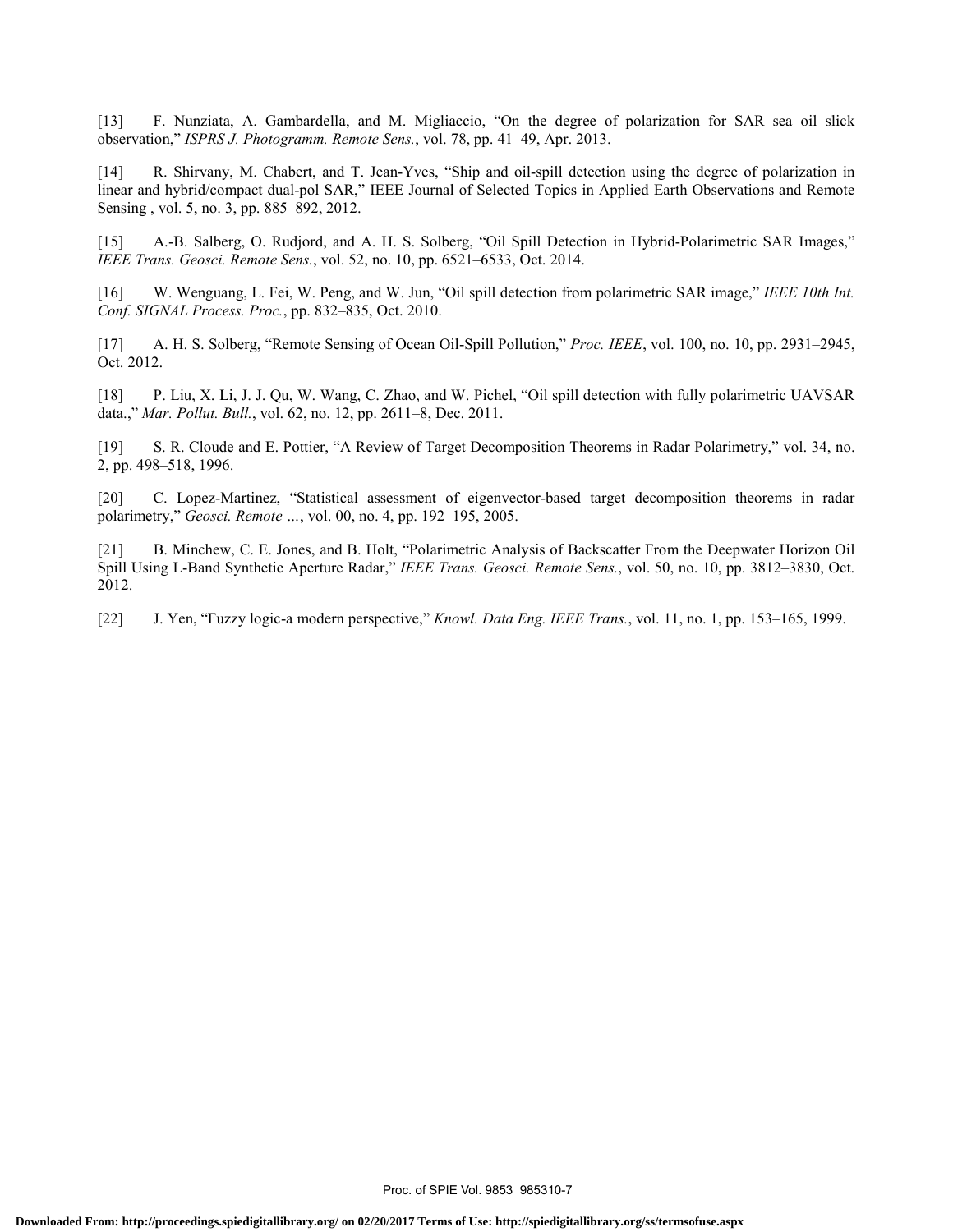[13] F. Nunziata, A. Gambardella, and M. Migliaccio, "On the degree of polarization for SAR sea oil slick observation," *ISPRS J. Photogramm. Remote Sens.*, vol. 78, pp. 41–49, Apr. 2013.

[14] R. Shirvany, M. Chabert, and T. Jean-Yves, "Ship and oil-spill detection using the degree of polarization in linear and hybrid/compact dual-pol SAR," IEEE Journal of Selected Topics in Applied Earth Observations and Remote Sensing , vol. 5, no. 3, pp. 885–892, 2012.

[15] A.-B. Salberg, O. Rudjord, and A. H. S. Solberg, "Oil Spill Detection in Hybrid-Polarimetric SAR Images," *IEEE Trans. Geosci. Remote Sens.*, vol. 52, no. 10, pp. 6521–6533, Oct. 2014.

[16] W. Wenguang, L. Fei, W. Peng, and W. Jun, "Oil spill detection from polarimetric SAR image," *IEEE 10th Int. Conf. SIGNAL Process. Proc.*, pp. 832–835, Oct. 2010.

[17] A. H. S. Solberg, "Remote Sensing of Ocean Oil-Spill Pollution," *Proc. IEEE*, vol. 100, no. 10, pp. 2931–2945, Oct. 2012.

[18] P. Liu, X. Li, J. J. Qu, W. Wang, C. Zhao, and W. Pichel, "Oil spill detection with fully polarimetric UAVSAR data.," *Mar. Pollut. Bull.*, vol. 62, no. 12, pp. 2611–8, Dec. 2011.

[19] S. R. Cloude and E. Pottier, "A Review of Target Decomposition Theorems in Radar Polarimetry," vol. 34, no. 2, pp. 498–518, 1996.

[20] C. Lopez-Martinez, "Statistical assessment of eigenvector-based target decomposition theorems in radar polarimetry," *Geosci. Remote …*, vol. 00, no. 4, pp. 192–195, 2005.

[21] B. Minchew, C. E. Jones, and B. Holt, "Polarimetric Analysis of Backscatter From the Deepwater Horizon Oil Spill Using L-Band Synthetic Aperture Radar," *IEEE Trans. Geosci. Remote Sens.*, vol. 50, no. 10, pp. 3812–3830, Oct. 2012.

[22] J. Yen, "Fuzzy logic-a modern perspective," *Knowl. Data Eng. IEEE Trans.*, vol. 11, no. 1, pp. 153–165, 1999.